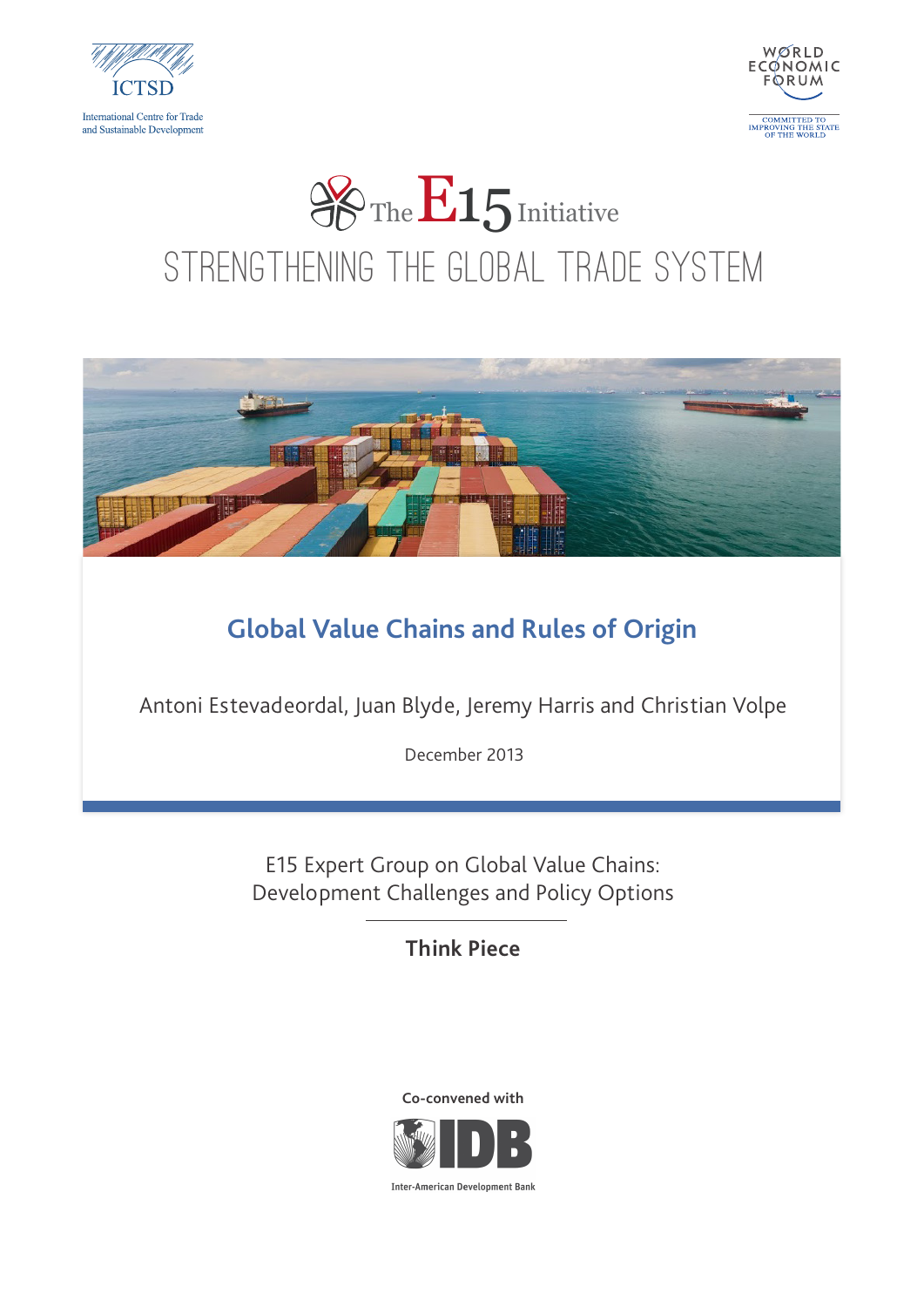ICTSD

International Centre for Trade and Sustainable Development

WORLD ECONOMIC FORUM

COMMITTED TO IMPROVING THE STATE OF THE WORLD

The E15 Initiative

STRENGTHENING THE GLOBAL TRADE SYSTEM

# Global Value Chains and Rules of Origin

Antoni Estevadeordal, Juan Blyde, Jeremy Harris and Christian Volpe

December 2013

E15 Expert Group on Global Value Chains: Development Challenges and Policy Options

**Think Piece**

Co-convened with

IDB

Inter-American Development Bank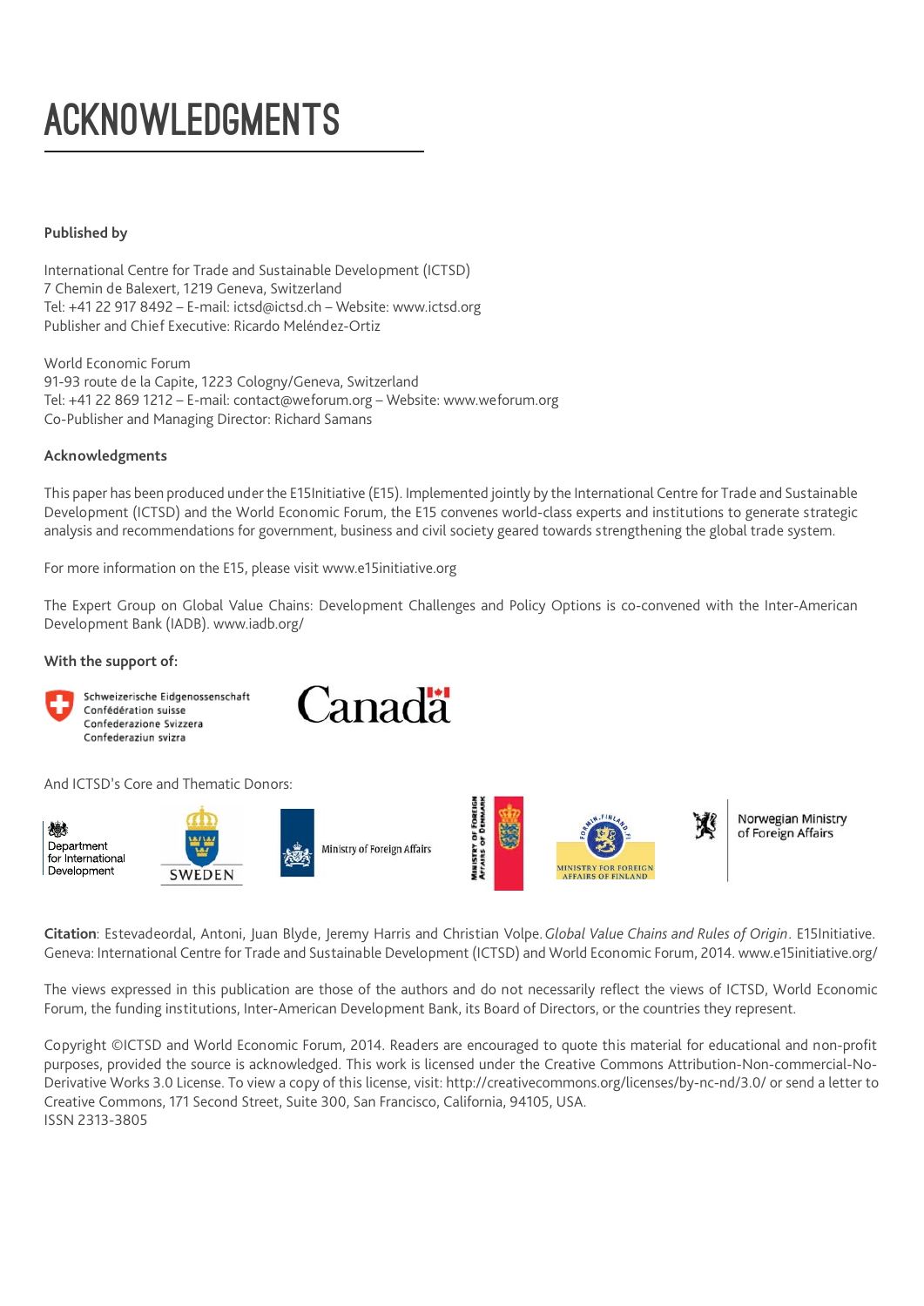# ACKNOWLEDGMENTS

**Published by**

International Centre for Trade and Sustainable Development (ICTSD)
7 Chemin de Balexert, 1219 Geneva, Switzerland
Tel: +41 22 917 8492 – E-mail: ictsd@ictsd.ch – Website: www.ictsd.org
Publisher and Chief Executive: Ricardo Meléndez-Ortiz

World Economic Forum
91-93 route de la Capite, 1223 Cologny/Geneva, Switzerland
Tel: +41 22 869 1212 – E-mail: contact@weforum.org – Website: www.weforum.org
Co-Publisher and Managing Director: Richard Samans

**Acknowledgments**

This paper has been produced under the E15Initiative (E15). Implemented jointly by the International Centre for Trade and Sustainable Development (ICTSD) and the World Economic Forum, the E15 convenes world-class experts and institutions to generate strategic analysis and recommendations for government, business and civil society geared towards strengthening the global trade system.

For more information on the E15, please visit www.e15initiative.org

The Expert Group on Global Value Chains: Development Challenges and Policy Options is co-convened with the Inter-American Development Bank (IADB). www.iadb.org/

**With the support of:**

Schweizerische Eidgenossenschaft
Confédération suisse
Confederazione Svizzera
Confederaziun svizra

Canada

And ICTSD's Core and Thematic Donors:

Department for International Development

SWEDEN

Ministry of Foreign Affairs

Ministry of Foreign Affairs of Denmark

Ministry for Foreign Affairs of Finland

Norwegian Ministry of Foreign Affairs

**Citation**: Estevadeordal, Antoni, Juan Blyde, Jeremy Harris and Christian Volpe. *Global Value Chains and Rules of Origin*. E15Initiative. Geneva: International Centre for Trade and Sustainable Development (ICTSD) and World Economic Forum, 2014. www.e15initiative.org/

The views expressed in this publication are those of the authors and do not necessarily reflect the views of ICTSD, World Economic Forum, the funding institutions, Inter-American Development Bank, its Board of Directors, or the countries they represent.

Copyright ©ICTSD and World Economic Forum, 2014. Readers are encouraged to quote this material for educational and non-profit purposes, provided the source is acknowledged. This work is licensed under the Creative Commons Attribution-Non-commercial-No-Derivative Works 3.0 License. To view a copy of this license, visit: http://creativecommons.org/licenses/by-nc-nd/3.0/ or send a letter to Creative Commons, 171 Second Street, Suite 300, San Francisco, California, 94105, USA.
ISSN 2313-3805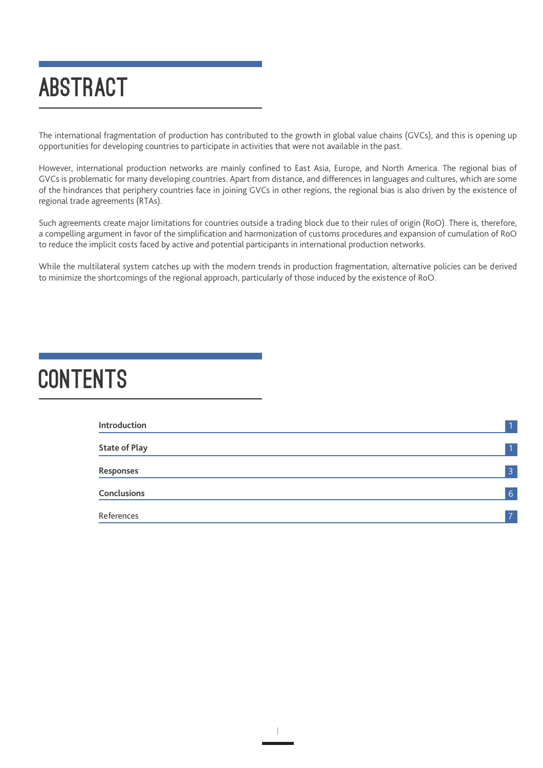# ABSTRACT

The international fragmentation of production has contributed to the growth in global value chains (GVCs), and this is opening up opportunities for developing countries to participate in activities that were not available in the past.

However, international production networks are mainly confined to East Asia, Europe, and North America. The regional bias of GVCs is problematic for many developing countries. Apart from distance, and differences in languages and cultures, which are some of the hindrances that periphery countries face in joining GVCs in other regions, the regional bias is also driven by the existence of regional trade agreements (RTAs).

Such agreements create major limitations for countries outside a trading block due to their rules of origin (RoO). There is, therefore, a compelling argument in favor of the simplification and harmonization of customs procedures and expansion of cumulation of RoO to reduce the implicit costs faced by active and potential participants in international production networks.

While the multilateral system catches up with the modern trends in production fragmentation, alternative policies can be derived to minimize the shortcomings of the regional approach, particularly of those induced by the existence of RoO.

# CONTENTS

| | |
|---|---|
| **Introduction** | 1 |
| **State of Play** | 1 |
| **Responses** | 3 |
| **Conclusions** | 6 |
| References | 7 |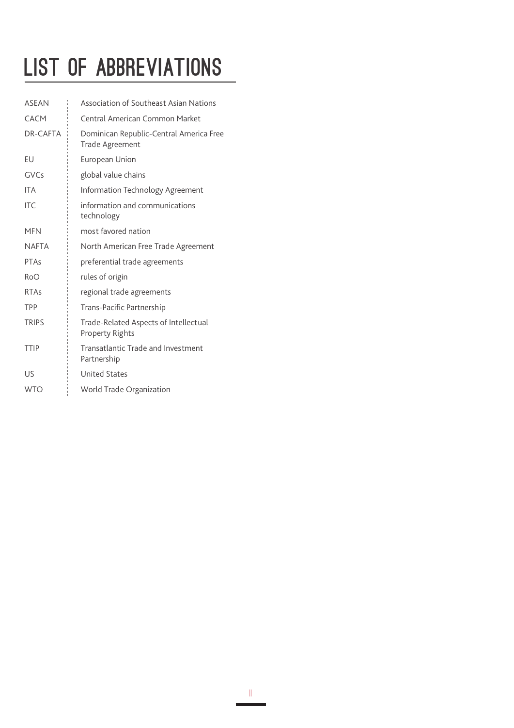# LIST OF ABBREVIATIONS

| | |
|---|---|
| ASEAN | Association of Southeast Asian Nations |
| CACM | Central American Common Market |
| DR-CAFTA | Dominican Republic-Central America Free Trade Agreement |
| EU | European Union |
| GVCs | global value chains |
| ITA | Information Technology Agreement |
| ITC | information and communications technology |
| MFN | most favored nation |
| NAFTA | North American Free Trade Agreement |
| PTAs | preferential trade agreements |
| RoO | rules of origin |
| RTAs | regional trade agreements |
| TPP | Trans-Pacific Partnership |
| TRIPS | Trade-Related Aspects of Intellectual Property Rights |
| TTIP | Transatlantic Trade and Investment Partnership |
| US | United States |
| WTO | World Trade Organization |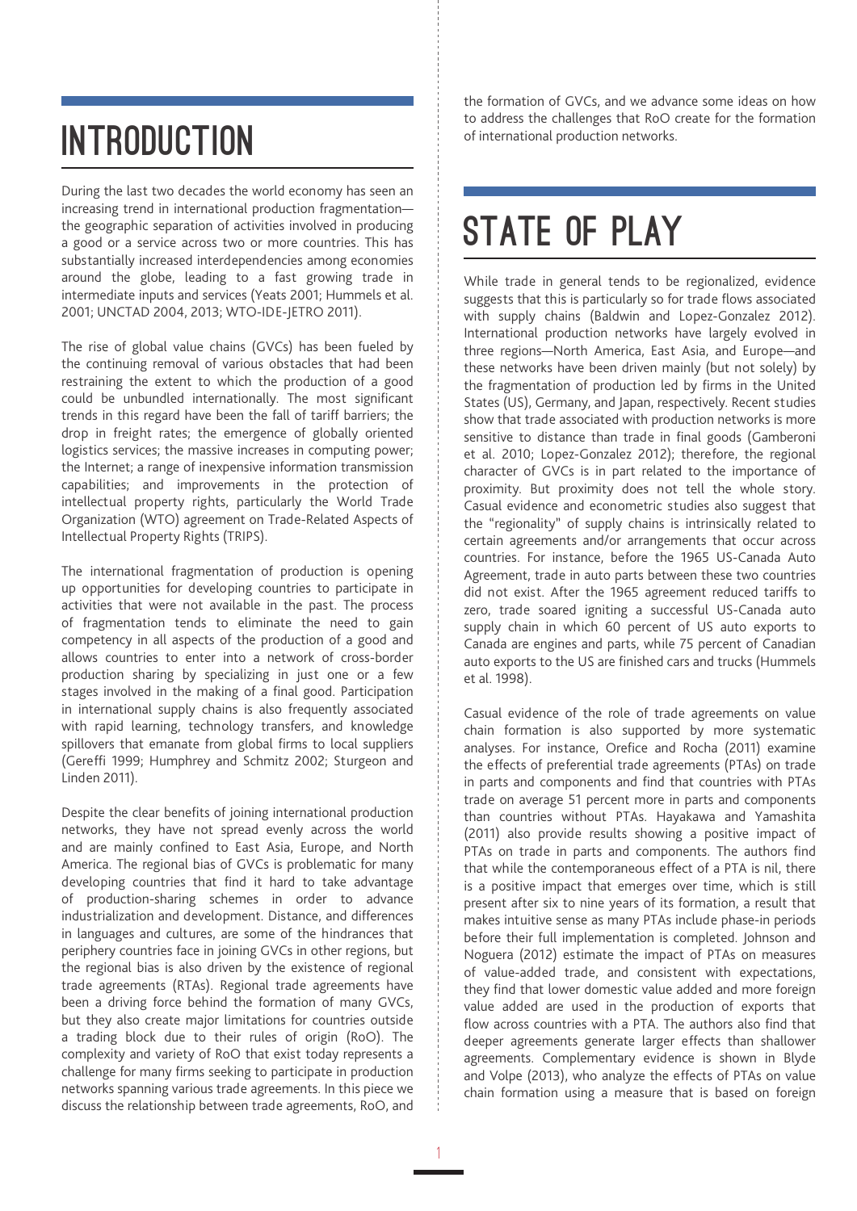# INTRODUCTION

During the last two decades the world economy has seen an increasing trend in international production fragmentation—the geographic separation of activities involved in producing a good or a service across two or more countries. This has substantially increased interdependencies among economies around the globe, leading to a fast growing trade in intermediate inputs and services (Yeats 2001; Hummels et al. 2001; UNCTAD 2004, 2013; WTO-IDE-JETRO 2011).

The rise of global value chains (GVCs) has been fueled by the continuing removal of various obstacles that had been restraining the extent to which the production of a good could be unbundled internationally. The most significant trends in this regard have been the fall of tariff barriers; the drop in freight rates; the emergence of globally oriented logistics services; the massive increases in computing power; the Internet; a range of inexpensive information transmission capabilities; and improvements in the protection of intellectual property rights, particularly the World Trade Organization (WTO) agreement on Trade-Related Aspects of Intellectual Property Rights (TRIPS).

The international fragmentation of production is opening up opportunities for developing countries to participate in activities that were not available in the past. The process of fragmentation tends to eliminate the need to gain competency in all aspects of the production of a good and allows countries to enter into a network of cross-border production sharing by specializing in just one or a few stages involved in the making of a final good. Participation in international supply chains is also frequently associated with rapid learning, technology transfers, and knowledge spillovers that emanate from global firms to local suppliers (Gereffi 1999; Humphrey and Schmitz 2002; Sturgeon and Linden 2011).

Despite the clear benefits of joining international production networks, they have not spread evenly across the world and are mainly confined to East Asia, Europe, and North America. The regional bias of GVCs is problematic for many developing countries that find it hard to take advantage of production-sharing schemes in order to advance industrialization and development. Distance, and differences in languages and cultures, are some of the hindrances that periphery countries face in joining GVCs in other regions, but the regional bias is also driven by the existence of regional trade agreements (RTAs). Regional trade agreements have been a driving force behind the formation of many GVCs, but they also create major limitations for countries outside a trading block due to their rules of origin (RoO). The complexity and variety of RoO that exist today represents a challenge for many firms seeking to participate in production networks spanning various trade agreements. In this piece we discuss the relationship between trade agreements, RoO, and the formation of GVCs, and we advance some ideas on how to address the challenges that RoO create for the formation of international production networks.

# STATE OF PLAY

While trade in general tends to be regionalized, evidence suggests that this is particularly so for trade flows associated with supply chains (Baldwin and Lopez-Gonzalez 2012). International production networks have largely evolved in three regions—North America, East Asia, and Europe—and these networks have been driven mainly (but not solely) by the fragmentation of production led by firms in the United States (US), Germany, and Japan, respectively. Recent studies show that trade associated with production networks is more sensitive to distance than trade in final goods (Gamberoni et al. 2010; Lopez-Gonzalez 2012); therefore, the regional character of GVCs is in part related to the importance of proximity. But proximity does not tell the whole story. Casual evidence and econometric studies also suggest that the "regionality" of supply chains is intrinsically related to certain agreements and/or arrangements that occur across countries. For instance, before the 1965 US-Canada Auto Agreement, trade in auto parts between these two countries did not exist. After the 1965 agreement reduced tariffs to zero, trade soared igniting a successful US-Canada auto supply chain in which 60 percent of US auto exports to Canada are engines and parts, while 75 percent of Canadian auto exports to the US are finished cars and trucks (Hummels et al. 1998).

Casual evidence of the role of trade agreements on value chain formation is also supported by more systematic analyses. For instance, Orefice and Rocha (2011) examine the effects of preferential trade agreements (PTAs) on trade in parts and components and find that countries with PTAs trade on average 51 percent more in parts and components than countries without PTAs. Hayakawa and Yamashita (2011) also provide results showing a positive impact of PTAs on trade in parts and components. The authors find that while the contemporaneous effect of a PTA is nil, there is a positive impact that emerges over time, which is still present after six to nine years of its formation, a result that makes intuitive sense as many PTAs include phase-in periods before their full implementation is completed. Johnson and Noguera (2012) estimate the impact of PTAs on measures of value-added trade, and consistent with expectations, they find that lower domestic value added and more foreign value added are used in the production of exports that flow across countries with a PTA. The authors also find that deeper agreements generate larger effects than shallower agreements. Complementary evidence is shown in Blyde and Volpe (2013), who analyze the effects of PTAs on value chain formation using a measure that is based on foreign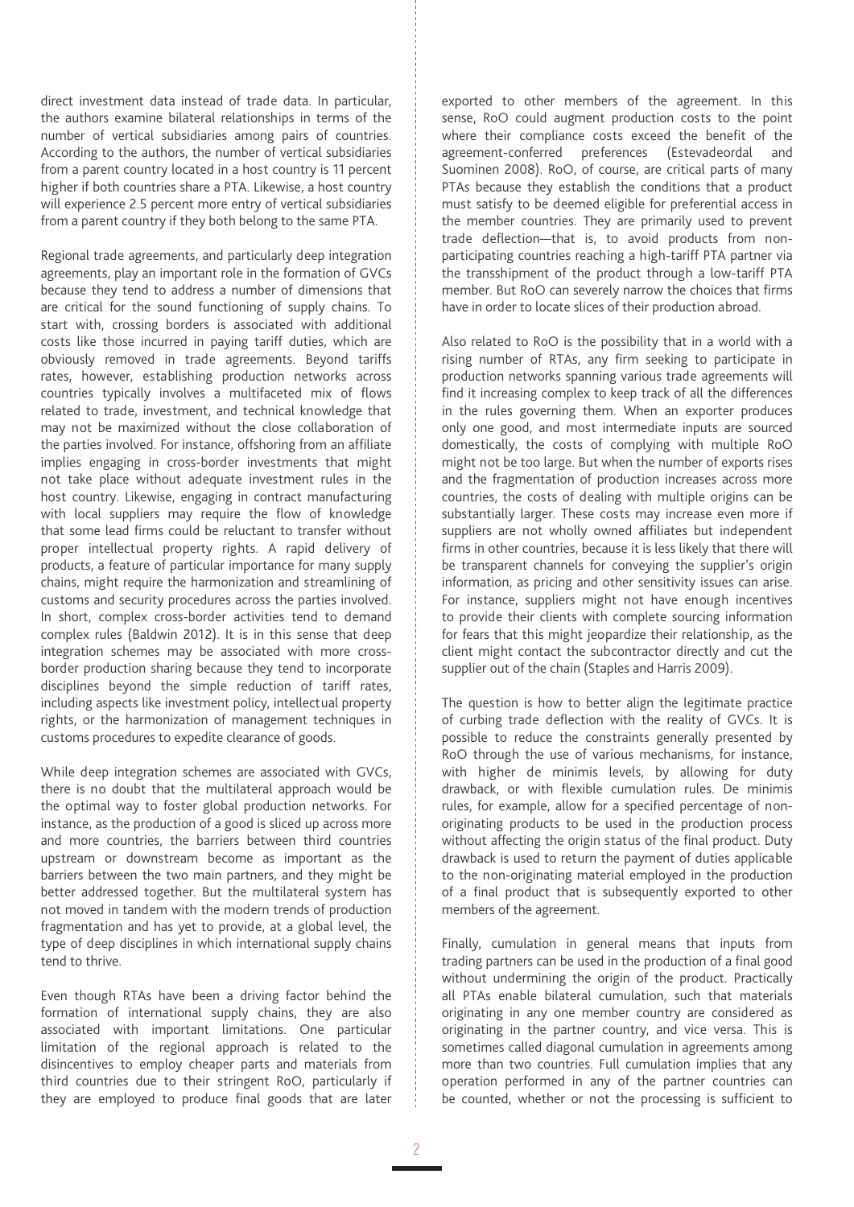direct investment data instead of trade data. In particular, the authors examine bilateral relationships in terms of the number of vertical subsidiaries among pairs of countries. According to the authors, the number of vertical subsidiaries from a parent country located in a host country is 11 percent higher if both countries share a PTA. Likewise, a host country will experience 2.5 percent more entry of vertical subsidiaries from a parent country if they both belong to the same PTA.

Regional trade agreements, and particularly deep integration agreements, play an important role in the formation of GVCs because they tend to address a number of dimensions that are critical for the sound functioning of supply chains. To start with, crossing borders is associated with additional costs like those incurred in paying tariff duties, which are obviously removed in trade agreements. Beyond tariffs rates, however, establishing production networks across countries typically involves a multifaceted mix of flows related to trade, investment, and technical knowledge that may not be maximized without the close collaboration of the parties involved. For instance, offshoring from an affiliate implies engaging in cross-border investments that might not take place without adequate investment rules in the host country. Likewise, engaging in contract manufacturing with local suppliers may require the flow of knowledge that some lead firms could be reluctant to transfer without proper intellectual property rights. A rapid delivery of products, a feature of particular importance for many supply chains, might require the harmonization and streamlining of customs and security procedures across the parties involved. In short, complex cross-border activities tend to demand complex rules (Baldwin 2012). It is in this sense that deep integration schemes may be associated with more cross-border production sharing because they tend to incorporate disciplines beyond the simple reduction of tariff rates, including aspects like investment policy, intellectual property rights, or the harmonization of management techniques in customs procedures to expedite clearance of goods.

While deep integration schemes are associated with GVCs, there is no doubt that the multilateral approach would be the optimal way to foster global production networks. For instance, as the production of a good is sliced up across more and more countries, the barriers between third countries upstream or downstream become as important as the barriers between the two main partners, and they might be better addressed together. But the multilateral system has not moved in tandem with the modern trends of production fragmentation and has yet to provide, at a global level, the type of deep disciplines in which international supply chains tend to thrive.

Even though RTAs have been a driving factor behind the formation of international supply chains, they are also associated with important limitations. One particular limitation of the regional approach is related to the disincentives to employ cheaper parts and materials from third countries due to their stringent RoO, particularly if they are employed to produce final goods that are later exported to other members of the agreement. In this sense, RoO could augment production costs to the point where their compliance costs exceed the benefit of the agreement-conferred preferences (Estevadeordal and Suominen 2008). RoO, of course, are critical parts of many PTAs because they establish the conditions that a product must satisfy to be deemed eligible for preferential access in the member countries. They are primarily used to prevent trade deflection—that is, to avoid products from non-participating countries reaching a high-tariff PTA partner via the transshipment of the product through a low-tariff PTA member. But RoO can severely narrow the choices that firms have in order to locate slices of their production abroad.

Also related to RoO is the possibility that in a world with a rising number of RTAs, any firm seeking to participate in production networks spanning various trade agreements will find it increasing complex to keep track of all the differences in the rules governing them. When an exporter produces only one good, and most intermediate inputs are sourced domestically, the costs of complying with multiple RoO might not be too large. But when the number of exports rises and the fragmentation of production increases across more countries, the costs of dealing with multiple origins can be substantially larger. These costs may increase even more if suppliers are not wholly owned affiliates but independent firms in other countries, because it is less likely that there will be transparent channels for conveying the supplier's origin information, as pricing and other sensitivity issues can arise. For instance, suppliers might not have enough incentives to provide their clients with complete sourcing information for fears that this might jeopardize their relationship, as the client might contact the subcontractor directly and cut the supplier out of the chain (Staples and Harris 2009).

The question is how to better align the legitimate practice of curbing trade deflection with the reality of GVCs. It is possible to reduce the constraints generally presented by RoO through the use of various mechanisms, for instance, with higher de minimis levels, by allowing for duty drawback, or with flexible cumulation rules. De minimis rules, for example, allow for a specified percentage of non-originating products to be used in the production process without affecting the origin status of the final product. Duty drawback is used to return the payment of duties applicable to the non-originating material employed in the production of a final product that is subsequently exported to other members of the agreement.

Finally, cumulation in general means that inputs from trading partners can be used in the production of a final good without undermining the origin of the product. Practically all PTAs enable bilateral cumulation, such that materials originating in any one member country are considered as originating in the partner country, and vice versa. This is sometimes called diagonal cumulation in agreements among more than two countries. Full cumulation implies that any operation performed in any of the partner countries can be counted, whether or not the processing is sufficient to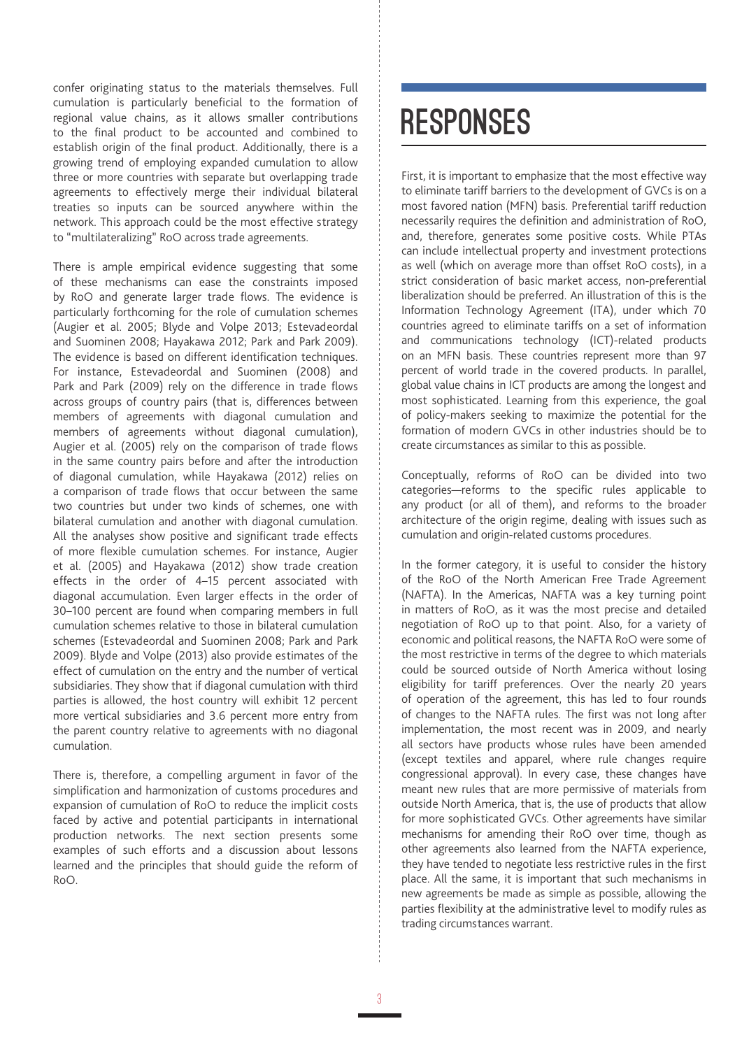confer originating status to the materials themselves. Full cumulation is particularly beneficial to the formation of regional value chains, as it allows smaller contributions to the final product to be accounted and combined to establish origin of the final product. Additionally, there is a growing trend of employing expanded cumulation to allow three or more countries with separate but overlapping trade agreements to effectively merge their individual bilateral treaties so inputs can be sourced anywhere within the network. This approach could be the most effective strategy to "multilateralizing" RoO across trade agreements.

There is ample empirical evidence suggesting that some of these mechanisms can ease the constraints imposed by RoO and generate larger trade flows. The evidence is particularly forthcoming for the role of cumulation schemes (Augier et al. 2005; Blyde and Volpe 2013; Estevadeordal and Suominen 2008; Hayakawa 2012; Park and Park 2009). The evidence is based on different identification techniques. For instance, Estevadeordal and Suominen (2008) and Park and Park (2009) rely on the difference in trade flows across groups of country pairs (that is, differences between members of agreements with diagonal cumulation and members of agreements without diagonal cumulation), Augier et al. (2005) rely on the comparison of trade flows in the same country pairs before and after the introduction of diagonal cumulation, while Hayakawa (2012) relies on a comparison of trade flows that occur between the same two countries but under two kinds of schemes, one with bilateral cumulation and another with diagonal cumulation. All the analyses show positive and significant trade effects of more flexible cumulation schemes. For instance, Augier et al. (2005) and Hayakawa (2012) show trade creation effects in the order of 4–15 percent associated with diagonal accumulation. Even larger effects in the order of 30–100 percent are found when comparing members in full cumulation schemes relative to those in bilateral cumulation schemes (Estevadeordal and Suominen 2008; Park and Park 2009). Blyde and Volpe (2013) also provide estimates of the effect of cumulation on the entry and the number of vertical subsidiaries. They show that if diagonal cumulation with third parties is allowed, the host country will exhibit 12 percent more vertical subsidiaries and 3.6 percent more entry from the parent country relative to agreements with no diagonal cumulation.

There is, therefore, a compelling argument in favor of the simplification and harmonization of customs procedures and expansion of cumulation of RoO to reduce the implicit costs faced by active and potential participants in international production networks. The next section presents some examples of such efforts and a discussion about lessons learned and the principles that should guide the reform of RoO.

# RESPONSES

First, it is important to emphasize that the most effective way to eliminate tariff barriers to the development of GVCs is on a most favored nation (MFN) basis. Preferential tariff reduction necessarily requires the definition and administration of RoO, and, therefore, generates some positive costs. While PTAs can include intellectual property and investment protections as well (which on average more than offset RoO costs), in a strict consideration of basic market access, non-preferential liberalization should be preferred. An illustration of this is the Information Technology Agreement (ITA), under which 70 countries agreed to eliminate tariffs on a set of information and communications technology (ICT)-related products on an MFN basis. These countries represent more than 97 percent of world trade in the covered products. In parallel, global value chains in ICT products are among the longest and most sophisticated. Learning from this experience, the goal of policy-makers seeking to maximize the potential for the formation of modern GVCs in other industries should be to create circumstances as similar to this as possible.

Conceptually, reforms of RoO can be divided into two categories—reforms to the specific rules applicable to any product (or all of them), and reforms to the broader architecture of the origin regime, dealing with issues such as cumulation and origin-related customs procedures.

In the former category, it is useful to consider the history of the RoO of the North American Free Trade Agreement (NAFTA). In the Americas, NAFTA was a key turning point in matters of RoO, as it was the most precise and detailed negotiation of RoO up to that point. Also, for a variety of economic and political reasons, the NAFTA RoO were some of the most restrictive in terms of the degree to which materials could be sourced outside of North America without losing eligibility for tariff preferences. Over the nearly 20 years of operation of the agreement, this has led to four rounds of changes to the NAFTA rules. The first was not long after implementation, the most recent was in 2009, and nearly all sectors have products whose rules have been amended (except textiles and apparel, where rule changes require congressional approval). In every case, these changes have meant new rules that are more permissive of materials from outside North America, that is, the use of products that allow for more sophisticated GVCs. Other agreements have similar mechanisms for amending their RoO over time, though as other agreements also learned from the NAFTA experience, they have tended to negotiate less restrictive rules in the first place. All the same, it is important that such mechanisms in new agreements be made as simple as possible, allowing the parties flexibility at the administrative level to modify rules as trading circumstances warrant.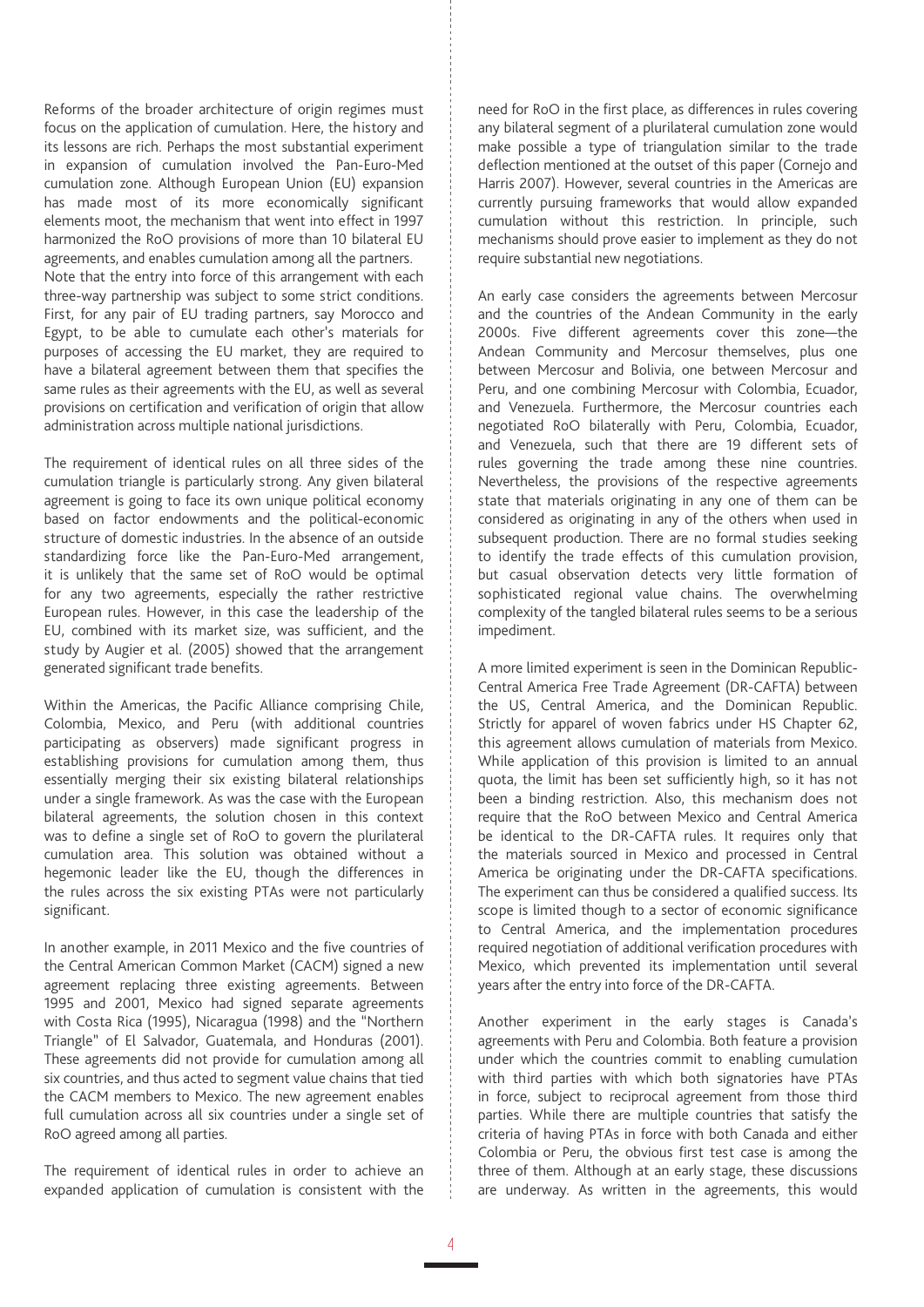Reforms of the broader architecture of origin regimes must focus on the application of cumulation. Here, the history and its lessons are rich. Perhaps the most substantial experiment in expansion of cumulation involved the Pan-Euro-Med cumulation zone. Although European Union (EU) expansion has made most of its more economically significant elements moot, the mechanism that went into effect in 1997 harmonized the RoO provisions of more than 10 bilateral EU agreements, and enables cumulation among all the partners.

Note that the entry into force of this arrangement with each three-way partnership was subject to some strict conditions. First, for any pair of EU trading partners, say Morocco and Egypt, to be able to cumulate each other's materials for purposes of accessing the EU market, they are required to have a bilateral agreement between them that specifies the same rules as their agreements with the EU, as well as several provisions on certification and verification of origin that allow administration across multiple national jurisdictions.

The requirement of identical rules on all three sides of the cumulation triangle is particularly strong. Any given bilateral agreement is going to face its own unique political economy based on factor endowments and the political-economic structure of domestic industries. In the absence of an outside standardizing force like the Pan-Euro-Med arrangement, it is unlikely that the same set of RoO would be optimal for any two agreements, especially the rather restrictive European rules. However, in this case the leadership of the EU, combined with its market size, was sufficient, and the study by Augier et al. (2005) showed that the arrangement generated significant trade benefits.

Within the Americas, the Pacific Alliance comprising Chile, Colombia, Mexico, and Peru (with additional countries participating as observers) made significant progress in establishing provisions for cumulation among them, thus essentially merging their six existing bilateral relationships under a single framework. As was the case with the European bilateral agreements, the solution chosen in this context was to define a single set of RoO to govern the plurilateral cumulation area. This solution was obtained without a hegemonic leader like the EU, though the differences in the rules across the six existing PTAs were not particularly significant.

In another example, in 2011 Mexico and the five countries of the Central American Common Market (CACM) signed a new agreement replacing three existing agreements. Between 1995 and 2001, Mexico had signed separate agreements with Costa Rica (1995), Nicaragua (1998) and the "Northern Triangle" of El Salvador, Guatemala, and Honduras (2001). These agreements did not provide for cumulation among all six countries, and thus acted to segment value chains that tied the CACM members to Mexico. The new agreement enables full cumulation across all six countries under a single set of RoO agreed among all parties.

The requirement of identical rules in order to achieve an expanded application of cumulation is consistent with the need for RoO in the first place, as differences in rules covering any bilateral segment of a plurilateral cumulation zone would make possible a type of triangulation similar to the trade deflection mentioned at the outset of this paper (Cornejo and Harris 2007). However, several countries in the Americas are currently pursuing frameworks that would allow expanded cumulation without this restriction. In principle, such mechanisms should prove easier to implement as they do not require substantial new negotiations.

An early case considers the agreements between Mercosur and the countries of the Andean Community in the early 2000s. Five different agreements cover this zone—the Andean Community and Mercosur themselves, plus one between Mercosur and Bolivia, one between Mercosur and Peru, and one combining Mercosur with Colombia, Ecuador, and Venezuela. Furthermore, the Mercosur countries each negotiated RoO bilaterally with Peru, Colombia, Ecuador, and Venezuela, such that there are 19 different sets of rules governing the trade among these nine countries. Nevertheless, the provisions of the respective agreements state that materials originating in any one of them can be considered as originating in any of the others when used in subsequent production. There are no formal studies seeking to identify the trade effects of this cumulation provision, but casual observation detects very little formation of sophisticated regional value chains. The overwhelming complexity of the tangled bilateral rules seems to be a serious impediment.

A more limited experiment is seen in the Dominican Republic-Central America Free Trade Agreement (DR-CAFTA) between the US, Central America, and the Dominican Republic. Strictly for apparel of woven fabrics under HS Chapter 62, this agreement allows cumulation of materials from Mexico. While application of this provision is limited to an annual quota, the limit has been set sufficiently high, so it has not been a binding restriction. Also, this mechanism does not require that the RoO between Mexico and Central America be identical to the DR-CAFTA rules. It requires only that the materials sourced in Mexico and processed in Central America be originating under the DR-CAFTA specifications. The experiment can thus be considered a qualified success. Its scope is limited though to a sector of economic significance to Central America, and the implementation procedures required negotiation of additional verification procedures with Mexico, which prevented its implementation until several years after the entry into force of the DR-CAFTA.

Another experiment in the early stages is Canada's agreements with Peru and Colombia. Both feature a provision under which the countries commit to enabling cumulation with third parties with which both signatories have PTAs in force, subject to reciprocal agreement from those third parties. While there are multiple countries that satisfy the criteria of having PTAs in force with both Canada and either Colombia or Peru, the obvious first test case is among the three of them. Although at an early stage, these discussions are underway. As written in the agreements, this would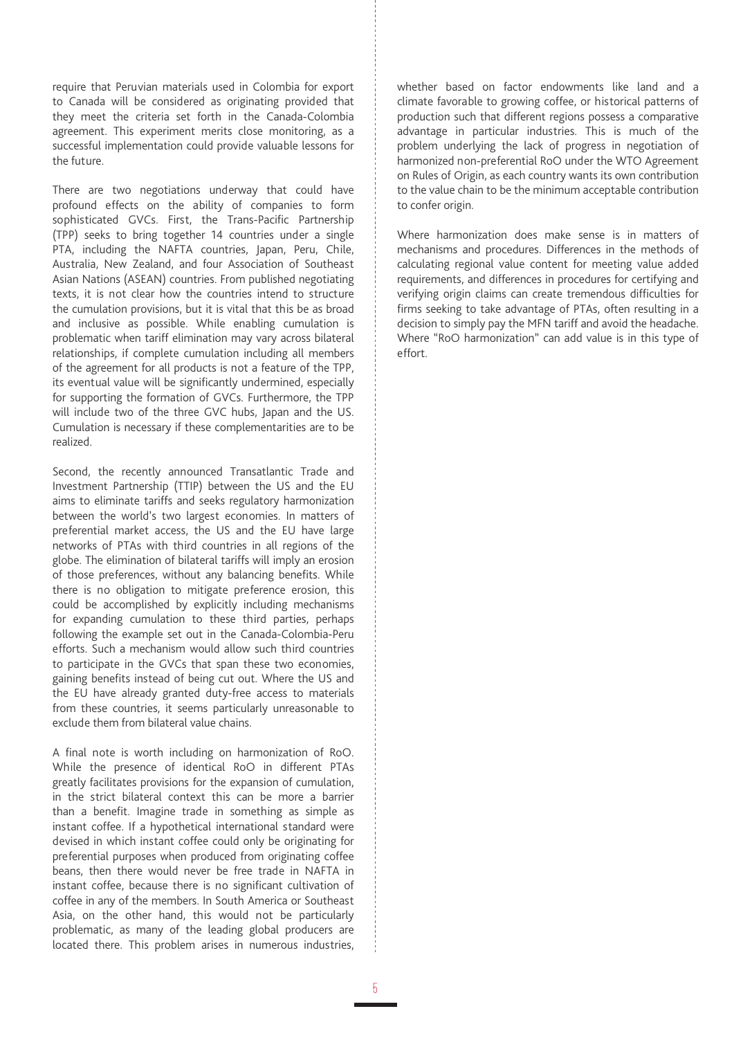require that Peruvian materials used in Colombia for export to Canada will be considered as originating provided that they meet the criteria set forth in the Canada-Colombia agreement. This experiment merits close monitoring, as a successful implementation could provide valuable lessons for the future.

There are two negotiations underway that could have profound effects on the ability of companies to form sophisticated GVCs. First, the Trans-Pacific Partnership (TPP) seeks to bring together 14 countries under a single PTA, including the NAFTA countries, Japan, Peru, Chile, Australia, New Zealand, and four Association of Southeast Asian Nations (ASEAN) countries. From published negotiating texts, it is not clear how the countries intend to structure the cumulation provisions, but it is vital that this be as broad and inclusive as possible. While enabling cumulation is problematic when tariff elimination may vary across bilateral relationships, if complete cumulation including all members of the agreement for all products is not a feature of the TPP, its eventual value will be significantly undermined, especially for supporting the formation of GVCs. Furthermore, the TPP will include two of the three GVC hubs, Japan and the US. Cumulation is necessary if these complementarities are to be realized.

Second, the recently announced Transatlantic Trade and Investment Partnership (TTIP) between the US and the EU aims to eliminate tariffs and seeks regulatory harmonization between the world's two largest economies. In matters of preferential market access, the US and the EU have large networks of PTAs with third countries in all regions of the globe. The elimination of bilateral tariffs will imply an erosion of those preferences, without any balancing benefits. While there is no obligation to mitigate preference erosion, this could be accomplished by explicitly including mechanisms for expanding cumulation to these third parties, perhaps following the example set out in the Canada-Colombia-Peru efforts. Such a mechanism would allow such third countries to participate in the GVCs that span these two economies, gaining benefits instead of being cut out. Where the US and the EU have already granted duty-free access to materials from these countries, it seems particularly unreasonable to exclude them from bilateral value chains.

A final note is worth including on harmonization of RoO. While the presence of identical RoO in different PTAs greatly facilitates provisions for the expansion of cumulation, in the strict bilateral context this can be more a barrier than a benefit. Imagine trade in something as simple as instant coffee. If a hypothetical international standard were devised in which instant coffee could only be originating for preferential purposes when produced from originating coffee beans, then there would never be free trade in NAFTA in instant coffee, because there is no significant cultivation of coffee in any of the members. In South America or Southeast Asia, on the other hand, this would not be particularly problematic, as many of the leading global producers are located there. This problem arises in numerous industries, whether based on factor endowments like land and a climate favorable to growing coffee, or historical patterns of production such that different regions possess a comparative advantage in particular industries. This is much of the problem underlying the lack of progress in negotiation of harmonized non-preferential RoO under the WTO Agreement on Rules of Origin, as each country wants its own contribution to the value chain to be the minimum acceptable contribution to confer origin.

Where harmonization does make sense is in matters of mechanisms and procedures. Differences in the methods of calculating regional value content for meeting value added requirements, and differences in procedures for certifying and verifying origin claims can create tremendous difficulties for firms seeking to take advantage of PTAs, often resulting in a decision to simply pay the MFN tariff and avoid the headache. Where "RoO harmonization" can add value is in this type of effort.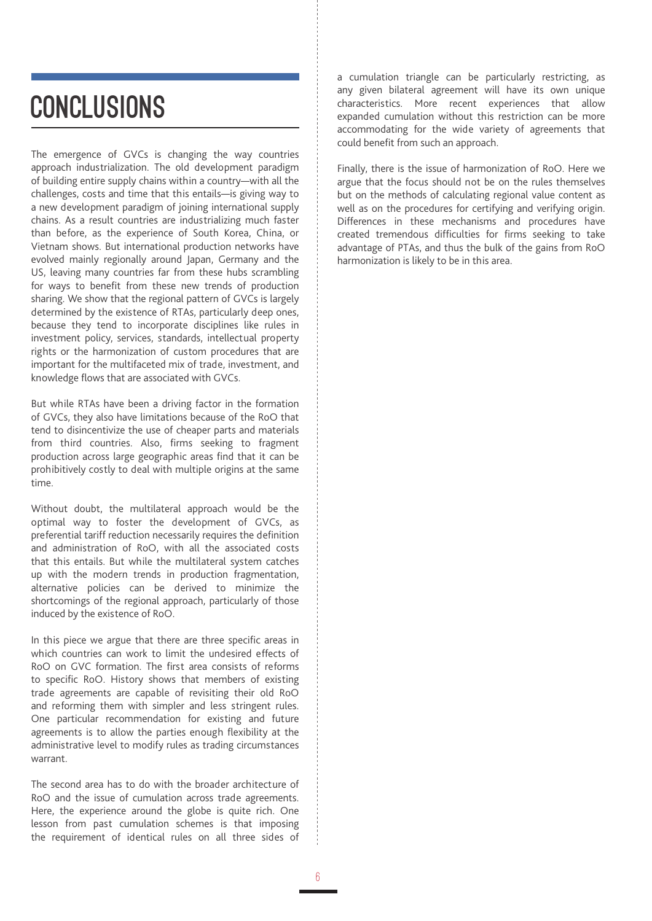# CONCLUSIONS

The emergence of GVCs is changing the way countries approach industrialization. The old development paradigm of building entire supply chains within a country—with all the challenges, costs and time that this entails—is giving way to a new development paradigm of joining international supply chains. As a result countries are industrializing much faster than before, as the experience of South Korea, China, or Vietnam shows. But international production networks have evolved mainly regionally around Japan, Germany and the US, leaving many countries far from these hubs scrambling for ways to benefit from these new trends of production sharing. We show that the regional pattern of GVCs is largely determined by the existence of RTAs, particularly deep ones, because they tend to incorporate disciplines like rules in investment policy, services, standards, intellectual property rights or the harmonization of custom procedures that are important for the multifaceted mix of trade, investment, and knowledge flows that are associated with GVCs.

But while RTAs have been a driving factor in the formation of GVCs, they also have limitations because of the RoO that tend to disincentivize the use of cheaper parts and materials from third countries. Also, firms seeking to fragment production across large geographic areas find that it can be prohibitively costly to deal with multiple origins at the same time.

Without doubt, the multilateral approach would be the optimal way to foster the development of GVCs, as preferential tariff reduction necessarily requires the definition and administration of RoO, with all the associated costs that this entails. But while the multilateral system catches up with the modern trends in production fragmentation, alternative policies can be derived to minimize the shortcomings of the regional approach, particularly of those induced by the existence of RoO.

In this piece we argue that there are three specific areas in which countries can work to limit the undesired effects of RoO on GVC formation. The first area consists of reforms to specific RoO. History shows that members of existing trade agreements are capable of revisiting their old RoO and reforming them with simpler and less stringent rules. One particular recommendation for existing and future agreements is to allow the parties enough flexibility at the administrative level to modify rules as trading circumstances warrant.

The second area has to do with the broader architecture of RoO and the issue of cumulation across trade agreements. Here, the experience around the globe is quite rich. One lesson from past cumulation schemes is that imposing the requirement of identical rules on all three sides of a cumulation triangle can be particularly restricting, as any given bilateral agreement will have its own unique characteristics. More recent experiences that allow expanded cumulation without this restriction can be more accommodating for the wide variety of agreements that could benefit from such an approach.

Finally, there is the issue of harmonization of RoO. Here we argue that the focus should not be on the rules themselves but on the methods of calculating regional value content as well as on the procedures for certifying and verifying origin. Differences in these mechanisms and procedures have created tremendous difficulties for firms seeking to take advantage of PTAs, and thus the bulk of the gains from RoO harmonization is likely to be in this area.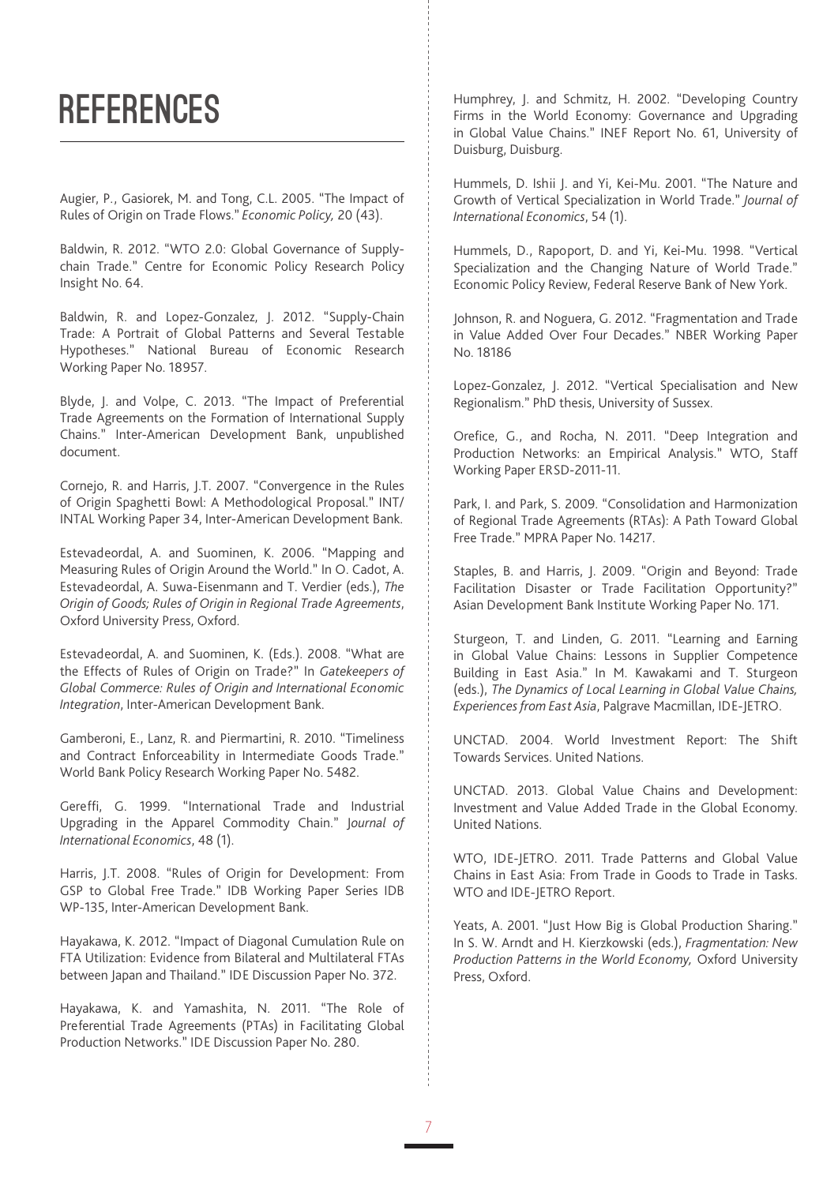# REFERENCES

Augier, P., Gasiorek, M. and Tong, C.L. 2005. "The Impact of Rules of Origin on Trade Flows." *Economic Policy,* 20 (43).

Baldwin, R. 2012. "WTO 2.0: Global Governance of Supply-chain Trade." Centre for Economic Policy Research Policy Insight No. 64.

Baldwin, R. and Lopez-Gonzalez, J. 2012. "Supply-Chain Trade: A Portrait of Global Patterns and Several Testable Hypotheses." National Bureau of Economic Research Working Paper No. 18957.

Blyde, J. and Volpe, C. 2013. "The Impact of Preferential Trade Agreements on the Formation of International Supply Chains." Inter-American Development Bank, unpublished document.

Cornejo, R. and Harris, J.T. 2007. "Convergence in the Rules of Origin Spaghetti Bowl: A Methodological Proposal." INT/INTAL Working Paper 34, Inter-American Development Bank.

Estevadeordal, A. and Suominen, K. 2006. "Mapping and Measuring Rules of Origin Around the World." In O. Cadot, A. Estevadeordal, A. Suwa-Eisenmann and T. Verdier (eds.), *The Origin of Goods; Rules of Origin in Regional Trade Agreements*, Oxford University Press, Oxford.

Estevadeordal, A. and Suominen, K. (Eds.). 2008. "What are the Effects of Rules of Origin on Trade?" In *Gatekeepers of Global Commerce: Rules of Origin and International Economic Integration*, Inter-American Development Bank.

Gamberoni, E., Lanz, R. and Piermartini, R. 2010. "Timeliness and Contract Enforceability in Intermediate Goods Trade." World Bank Policy Research Working Paper No. 5482.

Gereffi, G. 1999. "International Trade and Industrial Upgrading in the Apparel Commodity Chain." *Journal of International Economics*, 48 (1).

Harris, J.T. 2008. "Rules of Origin for Development: From GSP to Global Free Trade." IDB Working Paper Series IDB WP-135, Inter-American Development Bank.

Hayakawa, K. 2012. "Impact of Diagonal Cumulation Rule on FTA Utilization: Evidence from Bilateral and Multilateral FTAs between Japan and Thailand." IDE Discussion Paper No. 372.

Hayakawa, K. and Yamashita, N. 2011. "The Role of Preferential Trade Agreements (PTAs) in Facilitating Global Production Networks." IDE Discussion Paper No. 280.

Humphrey, J. and Schmitz, H. 2002. "Developing Country Firms in the World Economy: Governance and Upgrading in Global Value Chains." INEF Report No. 61, University of Duisburg, Duisburg.

Hummels, D. Ishii J. and Yi, Kei-Mu. 2001. "The Nature and Growth of Vertical Specialization in World Trade." *Journal of International Economics*, 54 (1).

Hummels, D., Rapoport, D. and Yi, Kei-Mu. 1998. "Vertical Specialization and the Changing Nature of World Trade." Economic Policy Review, Federal Reserve Bank of New York.

Johnson, R. and Noguera, G. 2012. "Fragmentation and Trade in Value Added Over Four Decades." NBER Working Paper No. 18186

Lopez-Gonzalez, J. 2012. "Vertical Specialisation and New Regionalism." PhD thesis, University of Sussex.

Orefice, G., and Rocha, N. 2011. "Deep Integration and Production Networks: an Empirical Analysis." WTO, Staff Working Paper ERSD-2011-11.

Park, I. and Park, S. 2009. "Consolidation and Harmonization of Regional Trade Agreements (RTAs): A Path Toward Global Free Trade." MPRA Paper No. 14217.

Staples, B. and Harris, J. 2009. "Origin and Beyond: Trade Facilitation Disaster or Trade Facilitation Opportunity?" Asian Development Bank Institute Working Paper No. 171.

Sturgeon, T. and Linden, G. 2011. "Learning and Earning in Global Value Chains: Lessons in Supplier Competence Building in East Asia." In M. Kawakami and T. Sturgeon (eds.), *The Dynamics of Local Learning in Global Value Chains, Experiences from East Asia*, Palgrave Macmillan, IDE-JETRO.

UNCTAD. 2004. World Investment Report: The Shift Towards Services. United Nations.

UNCTAD. 2013. Global Value Chains and Development: Investment and Value Added Trade in the Global Economy. United Nations.

WTO, IDE-JETRO. 2011. Trade Patterns and Global Value Chains in East Asia: From Trade in Goods to Trade in Tasks. WTO and IDE-JETRO Report.

Yeats, A. 2001. "Just How Big is Global Production Sharing." In S. W. Arndt and H. Kierzkowski (eds.), *Fragmentation: New Production Patterns in the World Economy,* Oxford University Press, Oxford.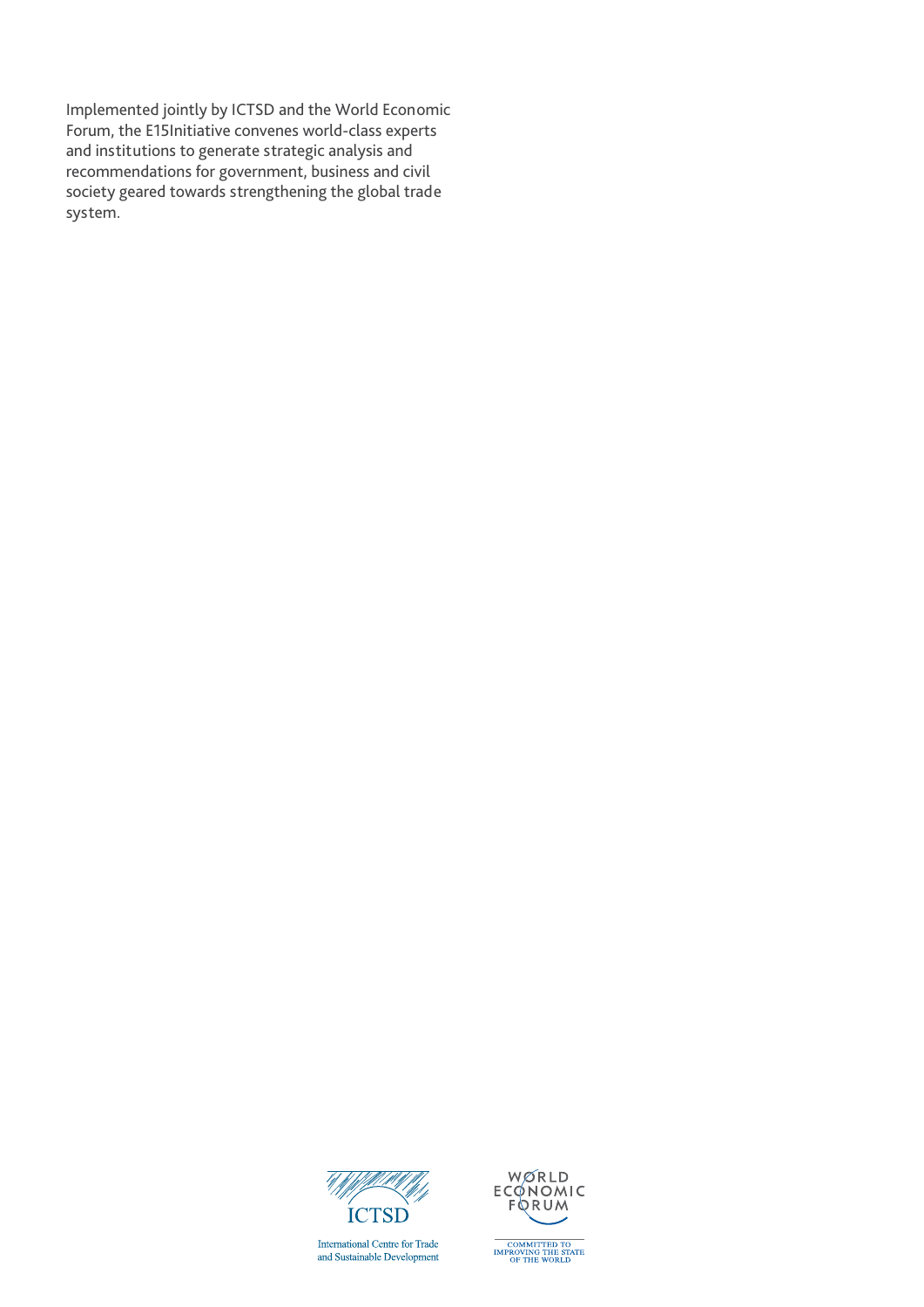Implemented jointly by ICTSD and the World Economic Forum, the E15Initiative convenes world-class experts and institutions to generate strategic analysis and recommendations for government, business and civil society geared towards strengthening the global trade system.

ICTSD

International Centre for Trade and Sustainable Development

WORLD ECONOMIC FORUM

COMMITTED TO IMPROVING THE STATE OF THE WORLD